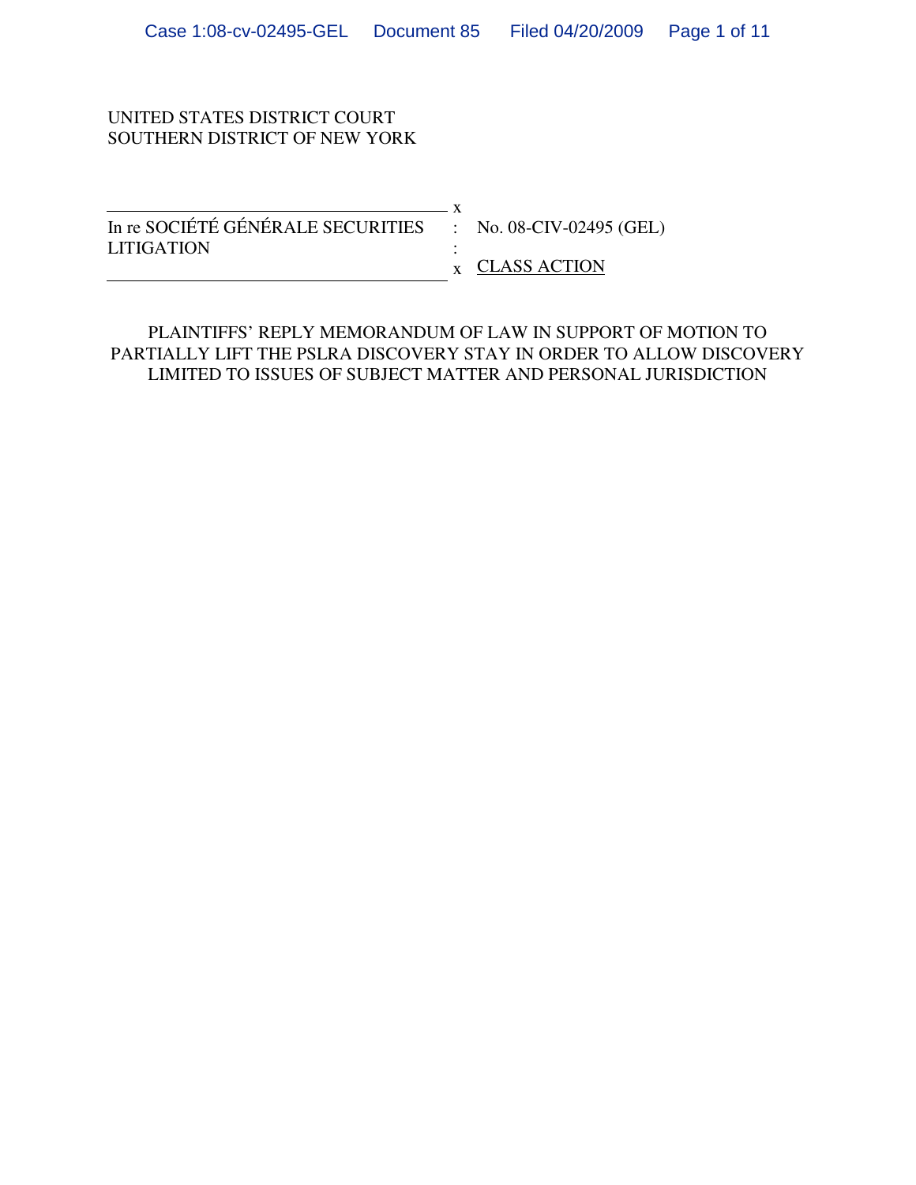UNITED STATES DISTRICT COURT
SOUTHERN DISTRICT OF NEW YORK

| | | |
|---|---|---|
| In re SOCIÉTÉ GÉNÉRALE SECURITIES LITIGATION | : | No. 08-CIV-02495 (GEL) |
| | : | CLASS ACTION |

PLAINTIFFS' REPLY MEMORANDUM OF LAW IN SUPPORT OF MOTION TO PARTIALLY LIFT THE PSLRA DISCOVERY STAY IN ORDER TO ALLOW DISCOVERY LIMITED TO ISSUES OF SUBJECT MATTER AND PERSONAL JURISDICTION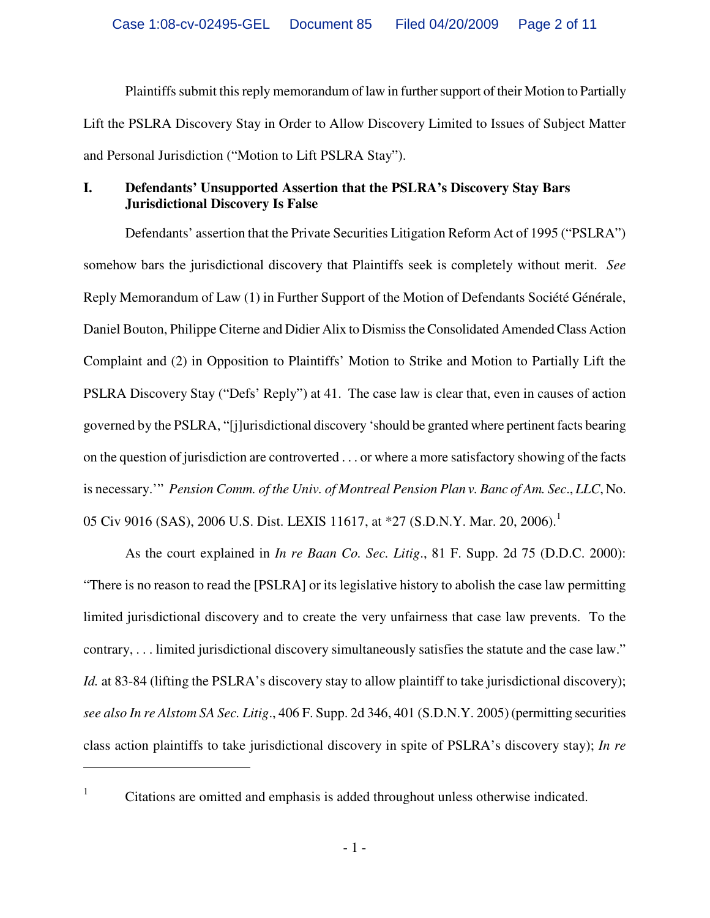Plaintiffs submit this reply memorandum of law in further support of their Motion to Partially Lift the PSLRA Discovery Stay in Order to Allow Discovery Limited to Issues of Subject Matter and Personal Jurisdiction ("Motion to Lift PSLRA Stay").

## I. Defendants' Unsupported Assertion that the PSLRA's Discovery Stay Bars Jurisdictional Discovery Is False

Defendants' assertion that the Private Securities Litigation Reform Act of 1995 ("PSLRA") somehow bars the jurisdictional discovery that Plaintiffs seek is completely without merit. *See* Reply Memorandum of Law (1) in Further Support of the Motion of Defendants Société Générale, Daniel Bouton, Philippe Citerne and Didier Alix to Dismiss the Consolidated Amended Class Action Complaint and (2) in Opposition to Plaintiffs' Motion to Strike and Motion to Partially Lift the PSLRA Discovery Stay ("Defs' Reply") at 41. The case law is clear that, even in causes of action governed by the PSLRA, "[j]urisdictional discovery 'should be granted where pertinent facts bearing on the question of jurisdiction are controverted . . . or where a more satisfactory showing of the facts is necessary.'" *Pension Comm. of the Univ. of Montreal Pension Plan v. Banc of Am. Sec., LLC*, No. 05 Civ 9016 (SAS), 2006 U.S. Dist. LEXIS 11617, at *27 (S.D.N.Y. Mar. 20, 2006).[1]

As the court explained in *In re Baan Co. Sec. Litig.*, 81 F. Supp. 2d 75 (D.D.C. 2000): "There is no reason to read the [PSLRA] or its legislative history to abolish the case law permitting limited jurisdictional discovery and to create the very unfairness that case law prevents. To the contrary, . . . limited jurisdictional discovery simultaneously satisfies the statute and the case law." *Id.* at 83-84 (lifting the PSLRA's discovery stay to allow plaintiff to take jurisdictional discovery); *see also In re Alstom SA Sec. Litig.*, 406 F. Supp. 2d 346, 401 (S.D.N.Y. 2005) (permitting securities class action plaintiffs to take jurisdictional discovery in spite of PSLRA's discovery stay); *In re*

---

[1] Citations are omitted and emphasis is added throughout unless otherwise indicated.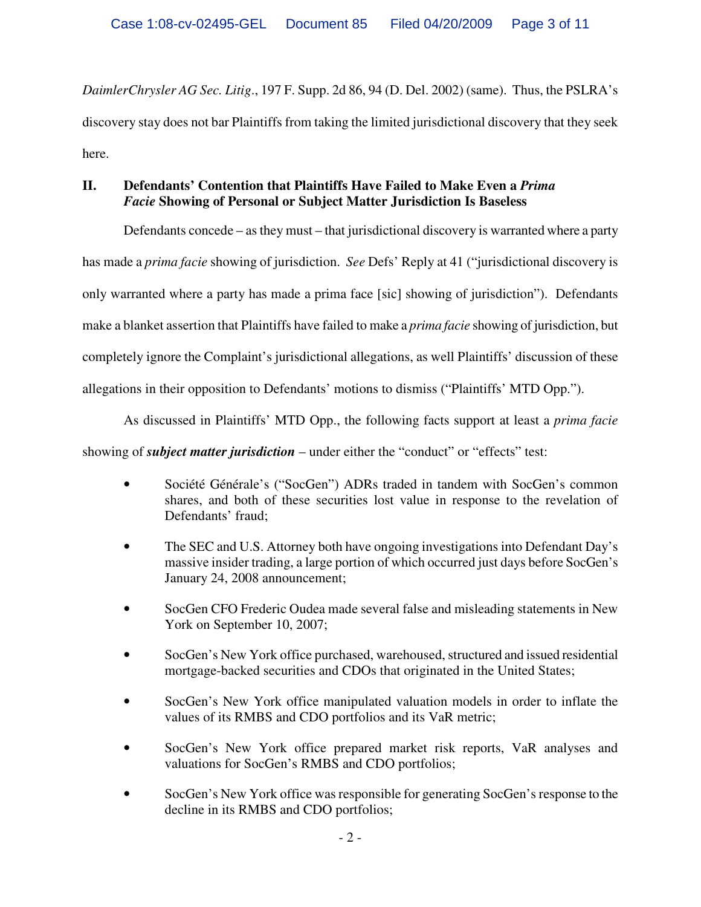*DaimlerChrysler AG Sec. Litig*., 197 F. Supp. 2d 86, 94 (D. Del. 2002) (same). Thus, the PSLRA's discovery stay does not bar Plaintiffs from taking the limited jurisdictional discovery that they seek here.

## II. Defendants' Contention that Plaintiffs Have Failed to Make Even a *Prima Facie* Showing of Personal or Subject Matter Jurisdiction Is Baseless

Defendants concede – as they must – that jurisdictional discovery is warranted where a party has made a *prima facie* showing of jurisdiction. *See* Defs' Reply at 41 ("jurisdictional discovery is only warranted where a party has made a prima face [sic] showing of jurisdiction"). Defendants make a blanket assertion that Plaintiffs have failed to make a *prima facie* showing of jurisdiction, but completely ignore the Complaint's jurisdictional allegations, as well Plaintiffs' discussion of these allegations in their opposition to Defendants' motions to dismiss ("Plaintiffs' MTD Opp.").

As discussed in Plaintiffs' MTD Opp., the following facts support at least a *prima facie* showing of ***subject matter jurisdiction*** – under either the "conduct" or "effects" test:

- Société Générale's ("SocGen") ADRs traded in tandem with SocGen's common shares, and both of these securities lost value in response to the revelation of Defendants' fraud;
- The SEC and U.S. Attorney both have ongoing investigations into Defendant Day's massive insider trading, a large portion of which occurred just days before SocGen's January 24, 2008 announcement;
- SocGen CFO Frederic Oudea made several false and misleading statements in New York on September 10, 2007;
- SocGen's New York office purchased, warehoused, structured and issued residential mortgage-backed securities and CDOs that originated in the United States;
- SocGen's New York office manipulated valuation models in order to inflate the values of its RMBS and CDO portfolios and its VaR metric;
- SocGen's New York office prepared market risk reports, VaR analyses and valuations for SocGen's RMBS and CDO portfolios;
- SocGen's New York office was responsible for generating SocGen's response to the decline in its RMBS and CDO portfolios;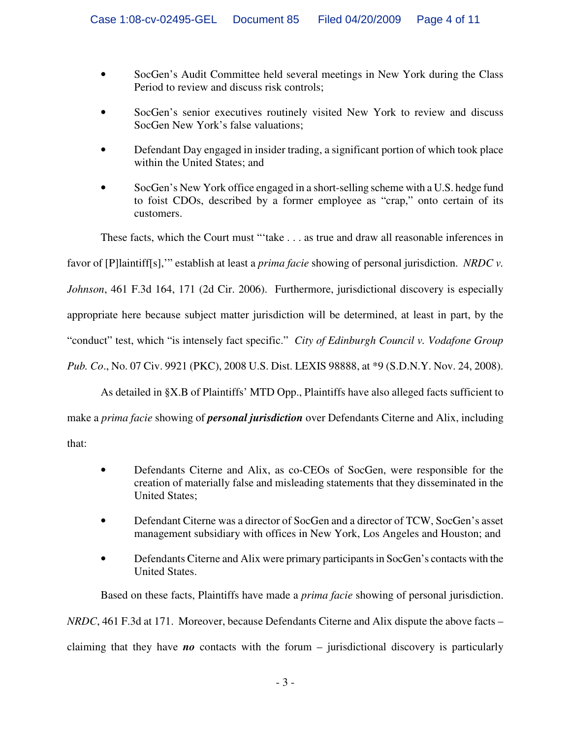- SocGen's Audit Committee held several meetings in New York during the Class Period to review and discuss risk controls;
- SocGen's senior executives routinely visited New York to review and discuss SocGen New York's false valuations;
- Defendant Day engaged in insider trading, a significant portion of which took place within the United States; and
- SocGen's New York office engaged in a short-selling scheme with a U.S. hedge fund to foist CDOs, described by a former employee as "crap," onto certain of its customers.

These facts, which the Court must "'take . . . as true and draw all reasonable inferences in favor of [P]laintiff[s],'" establish at least a *prima facie* showing of personal jurisdiction. *NRDC v. Johnson*, 461 F.3d 164, 171 (2d Cir. 2006). Furthermore, jurisdictional discovery is especially appropriate here because subject matter jurisdiction will be determined, at least in part, by the "conduct" test, which "is intensely fact specific." *City of Edinburgh Council v. Vodafone Group Pub. Co*., No. 07 Civ. 9921 (PKC), 2008 U.S. Dist. LEXIS 98888, at *9 (S.D.N.Y. Nov. 24, 2008).

As detailed in §X.B of Plaintiffs' MTD Opp., Plaintiffs have also alleged facts sufficient to make a *prima facie* showing of ***personal jurisdiction*** over Defendants Citerne and Alix, including that:

- Defendants Citerne and Alix, as co-CEOs of SocGen, were responsible for the creation of materially false and misleading statements that they disseminated in the United States;
- Defendant Citerne was a director of SocGen and a director of TCW, SocGen's asset management subsidiary with offices in New York, Los Angeles and Houston; and
- Defendants Citerne and Alix were primary participants in SocGen's contacts with the United States.

Based on these facts, Plaintiffs have made a *prima facie* showing of personal jurisdiction. *NRDC*, 461 F.3d at 171. Moreover, because Defendants Citerne and Alix dispute the above facts – claiming that they have ***no*** contacts with the forum – jurisdictional discovery is particularly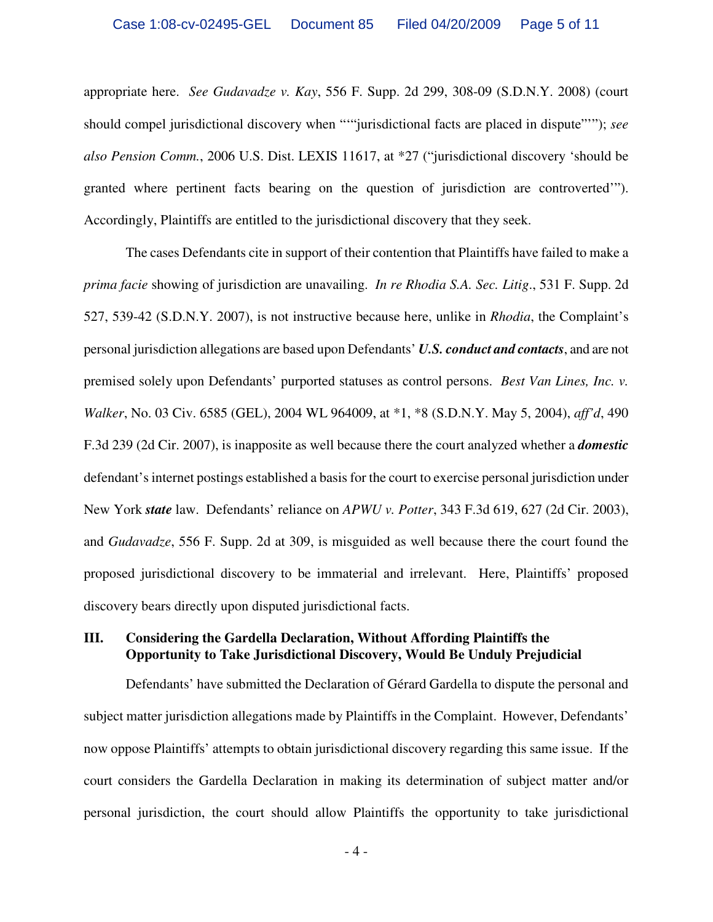appropriate here. *See Gudavadze v. Kay*, 556 F. Supp. 2d 299, 308-09 (S.D.N.Y. 2008) (court should compel jurisdictional discovery when ““"jurisdictional facts are placed in dispute"””); *see also Pension Comm.*, 2006 U.S. Dist. LEXIS 11617, at *27 (“jurisdictional discovery ‘should be granted where pertinent facts bearing on the question of jurisdiction are controverted’”). Accordingly, Plaintiffs are entitled to the jurisdictional discovery that they seek.

The cases Defendants cite in support of their contention that Plaintiffs have failed to make a *prima facie* showing of jurisdiction are unavailing. *In re Rhodia S.A. Sec. Litig*., 531 F. Supp. 2d 527, 539-42 (S.D.N.Y. 2007), is not instructive because here, unlike in *Rhodia*, the Complaint's personal jurisdiction allegations are based upon Defendants' ***U.S. conduct and contacts***, and are not premised solely upon Defendants' purported statuses as control persons. *Best Van Lines, Inc. v. Walker*, No. 03 Civ. 6585 (GEL), 2004 WL 964009, at *1, *8 (S.D.N.Y. May 5, 2004), *aff'd*, 490 F.3d 239 (2d Cir. 2007), is inapposite as well because there the court analyzed whether a ***domestic*** defendant's internet postings established a basis for the court to exercise personal jurisdiction under New York ***state*** law. Defendants' reliance on *APWU v. Potter*, 343 F.3d 619, 627 (2d Cir. 2003), and *Gudavadze*, 556 F. Supp. 2d at 309, is misguided as well because there the court found the proposed jurisdictional discovery to be immaterial and irrelevant. Here, Plaintiffs' proposed discovery bears directly upon disputed jurisdictional facts.

## III. Considering the Gardella Declaration, Without Affording Plaintiffs the Opportunity to Take Jurisdictional Discovery, Would Be Unduly Prejudicial

Defendants' have submitted the Declaration of Gérard Gardella to dispute the personal and subject matter jurisdiction allegations made by Plaintiffs in the Complaint. However, Defendants' now oppose Plaintiffs' attempts to obtain jurisdictional discovery regarding this same issue. If the court considers the Gardella Declaration in making its determination of subject matter and/or personal jurisdiction, the court should allow Plaintiffs the opportunity to take jurisdictional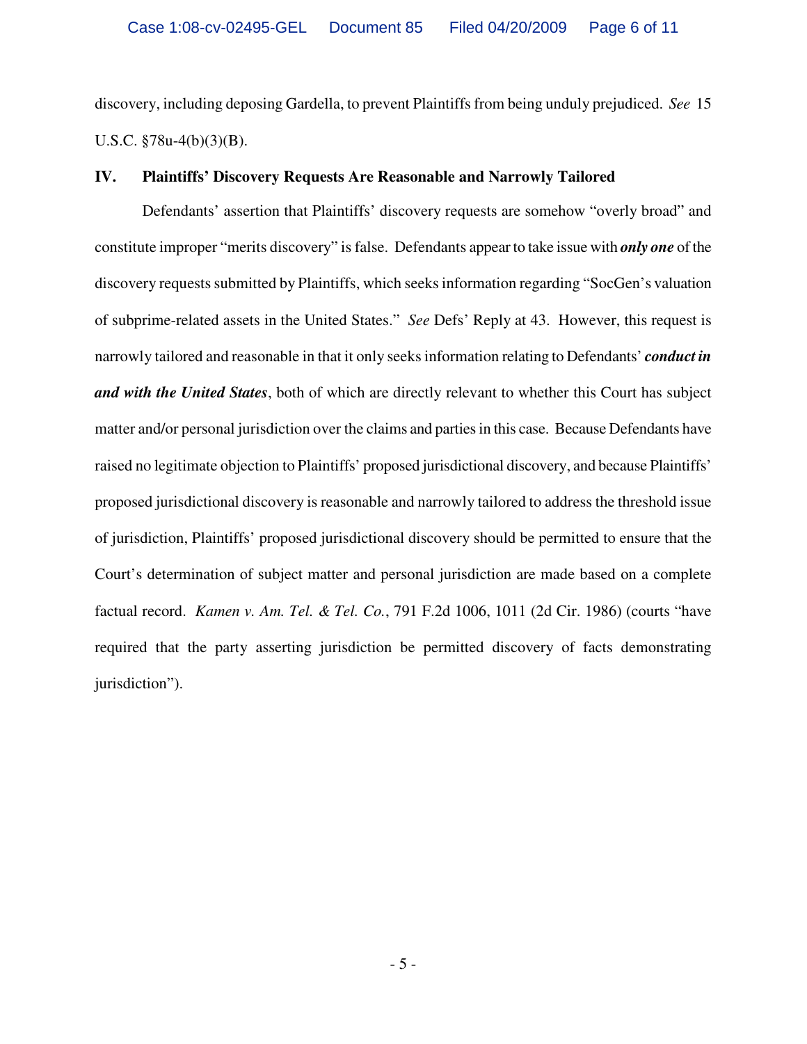discovery, including deposing Gardella, to prevent Plaintiffs from being unduly prejudiced. *See* 15 U.S.C. §78u-4(b)(3)(B).

## IV. Plaintiffs' Discovery Requests Are Reasonable and Narrowly Tailored

Defendants' assertion that Plaintiffs' discovery requests are somehow "overly broad" and constitute improper "merits discovery" is false. Defendants appear to take issue with ***only one*** of the discovery requests submitted by Plaintiffs, which seeks information regarding "SocGen's valuation of subprime-related assets in the United States." *See* Defs' Reply at 43. However, this request is narrowly tailored and reasonable in that it only seeks information relating to Defendants' ***conduct in and with the United States***, both of which are directly relevant to whether this Court has subject matter and/or personal jurisdiction over the claims and parties in this case. Because Defendants have raised no legitimate objection to Plaintiffs' proposed jurisdictional discovery, and because Plaintiffs' proposed jurisdictional discovery is reasonable and narrowly tailored to address the threshold issue of jurisdiction, Plaintiffs' proposed jurisdictional discovery should be permitted to ensure that the Court's determination of subject matter and personal jurisdiction are made based on a complete factual record. *Kamen v. Am. Tel. & Tel. Co.*, 791 F.2d 1006, 1011 (2d Cir. 1986) (courts "have required that the party asserting jurisdiction be permitted discovery of facts demonstrating jurisdiction").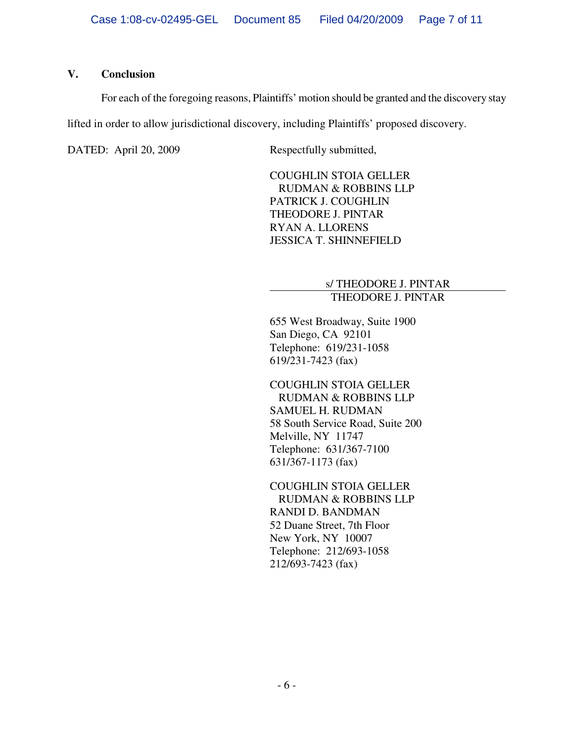## V. Conclusion

For each of the foregoing reasons, Plaintiffs' motion should be granted and the discovery stay lifted in order to allow jurisdictional discovery, including Plaintiffs' proposed discovery.

DATED: April 20, 2009

Respectfully submitted,

COUGHLIN STOIA GELLER
RUDMAN & ROBBINS LLP
PATRICK J. COUGHLIN
THEODORE J. PINTAR
RYAN A. LLORENS
JESSICA T. SHINNEFIELD

s/ THEODORE J. PINTAR
THEODORE J. PINTAR

655 West Broadway, Suite 1900
San Diego, CA 92101
Telephone: 619/231-1058
619/231-7423 (fax)

COUGHLIN STOIA GELLER
RUDMAN & ROBBINS LLP
SAMUEL H. RUDMAN
58 South Service Road, Suite 200
Melville, NY 11747
Telephone: 631/367-7100
631/367-1173 (fax)

COUGHLIN STOIA GELLER
RUDMAN & ROBBINS LLP
RANDI D. BANDMAN
52 Duane Street, 7th Floor
New York, NY 10007
Telephone: 212/693-1058
212/693-7423 (fax)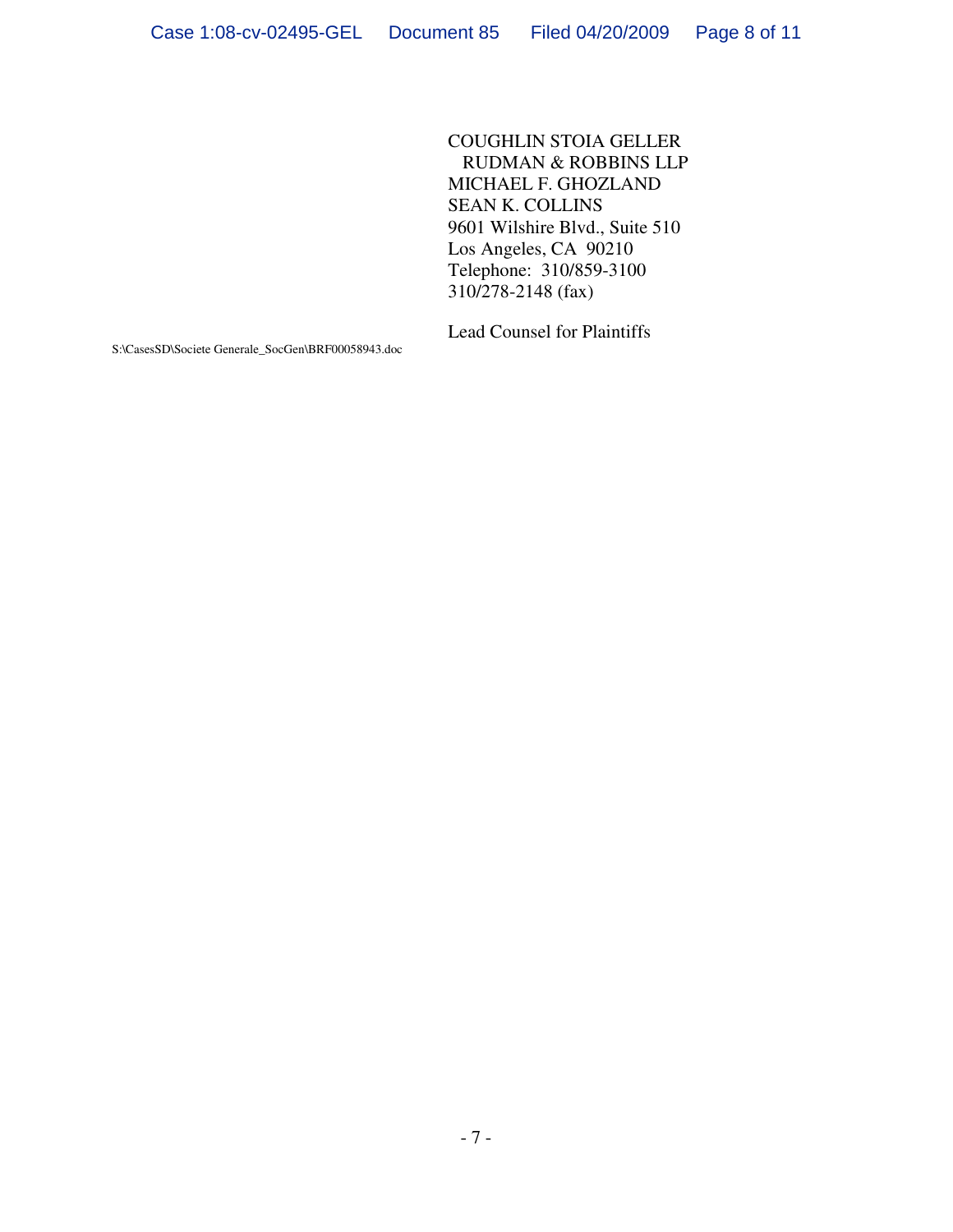COUGHLIN STOIA GELLER
RUDMAN & ROBBINS LLP
MICHAEL F. GHOZLAND
SEAN K. COLLINS
9601 Wilshire Blvd., Suite 510
Los Angeles, CA 90210
Telephone: 310/859-3100
310/278-2148 (fax)

Lead Counsel for Plaintiffs

S:\CasesSD\Societe Generale_SocGen\BRF00058943.doc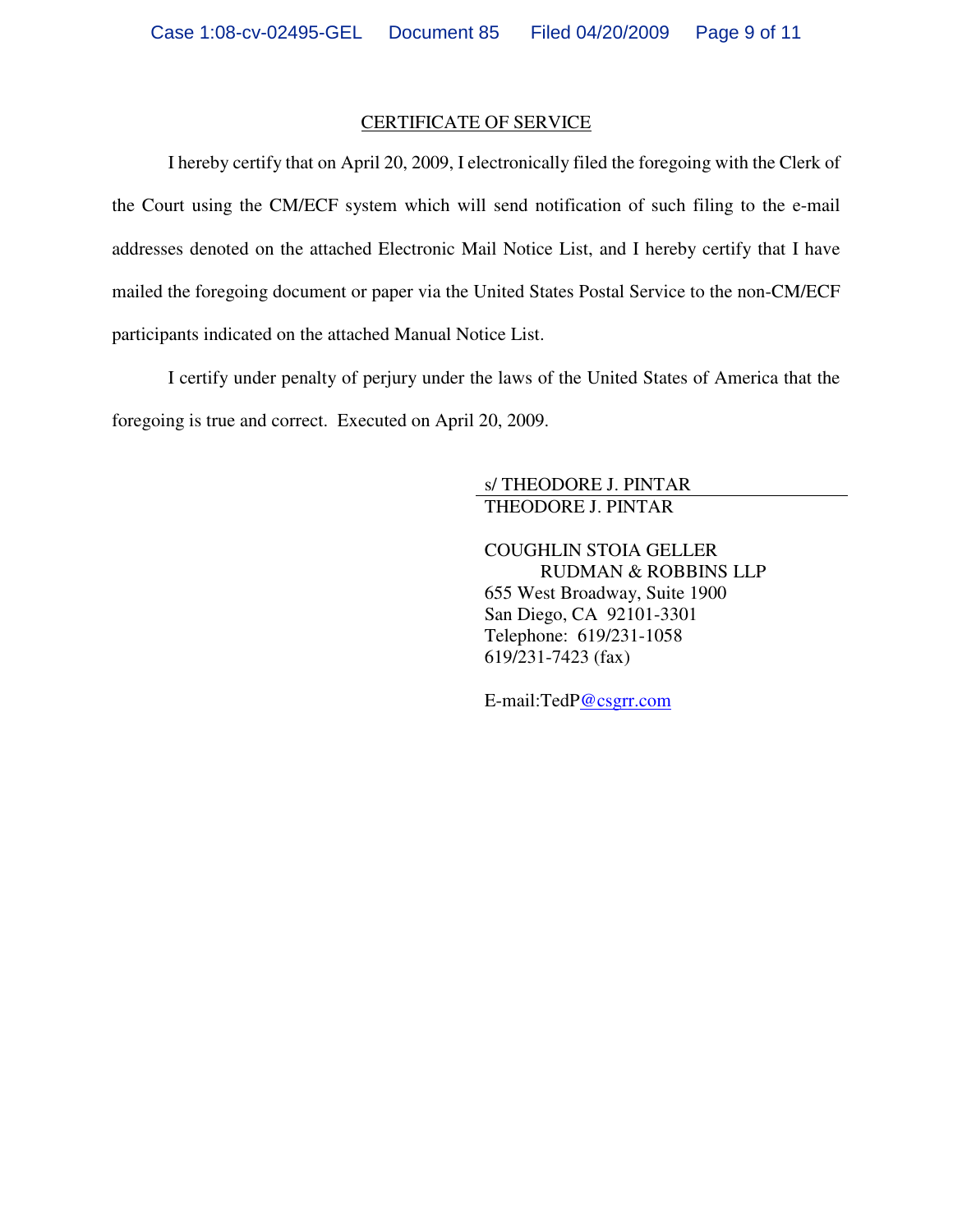CERTIFICATE OF SERVICE

I hereby certify that on April 20, 2009, I electronically filed the foregoing with the Clerk of the Court using the CM/ECF system which will send notification of such filing to the e-mail addresses denoted on the attached Electronic Mail Notice List, and I hereby certify that I have mailed the foregoing document or paper via the United States Postal Service to the non-CM/ECF participants indicated on the attached Manual Notice List.

I certify under penalty of perjury under the laws of the United States of America that the foregoing is true and correct. Executed on April 20, 2009.

s/ THEODORE J. PINTAR
THEODORE J. PINTAR

COUGHLIN STOIA GELLER
RUDMAN & ROBBINS LLP
655 West Broadway, Suite 1900
San Diego, CA 92101-3301
Telephone: 619/231-1058
619/231-7423 (fax)

E-mail:TedP@csgrr.com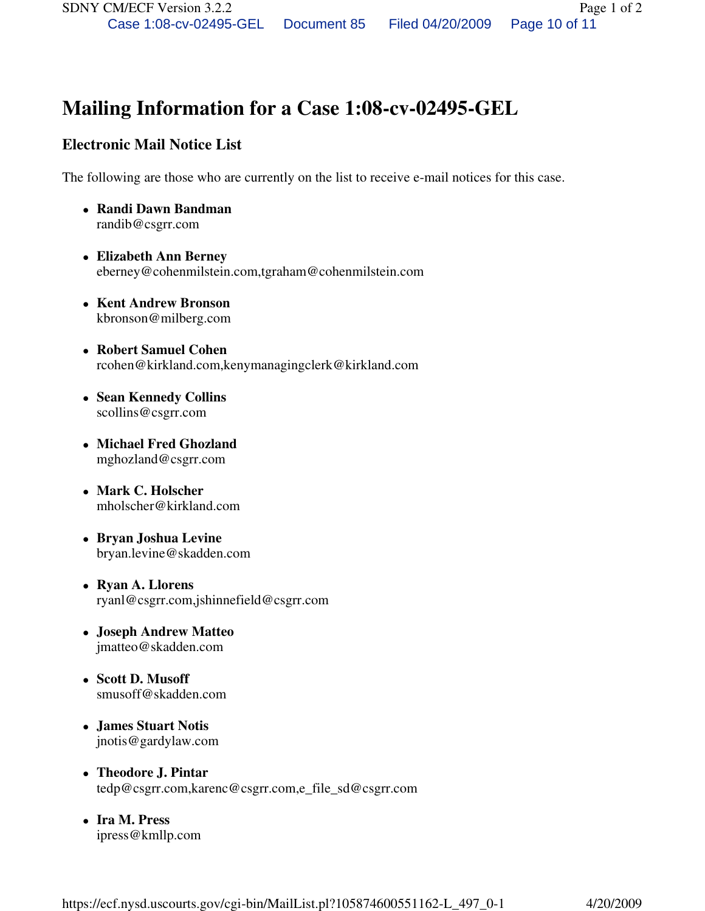# Mailing Information for a Case 1:08-cv-02495-GEL

## Electronic Mail Notice List

The following are those who are currently on the list to receive e-mail notices for this case.

- **Randi Dawn Bandman**
  randib@csgrr.com
- **Elizabeth Ann Berney**
  eberney@cohenmilstein.com,tgraham@cohenmilstein.com
- **Kent Andrew Bronson**
  kbronson@milberg.com
- **Robert Samuel Cohen**
  rcohen@kirkland.com,kenymanagingclerk@kirkland.com
- **Sean Kennedy Collins**
  scollins@csgrr.com
- **Michael Fred Ghozland**
  mghozland@csgrr.com
- **Mark C. Holscher**
  mholscher@kirkland.com
- **Bryan Joshua Levine**
  bryan.levine@skadden.com
- **Ryan A. Llorens**
  ryanl@csgrr.com,jshinnefield@csgrr.com
- **Joseph Andrew Matteo**
  jmatteo@skadden.com
- **Scott D. Musoff**
  smusoff@skadden.com
- **James Stuart Notis**
  jnotis@gardylaw.com
- **Theodore J. Pintar**
  tedp@csgrr.com,karenc@csgrr.com,e_file_sd@csgrr.com
- **Ira M. Press**
  ipress@kmllp.com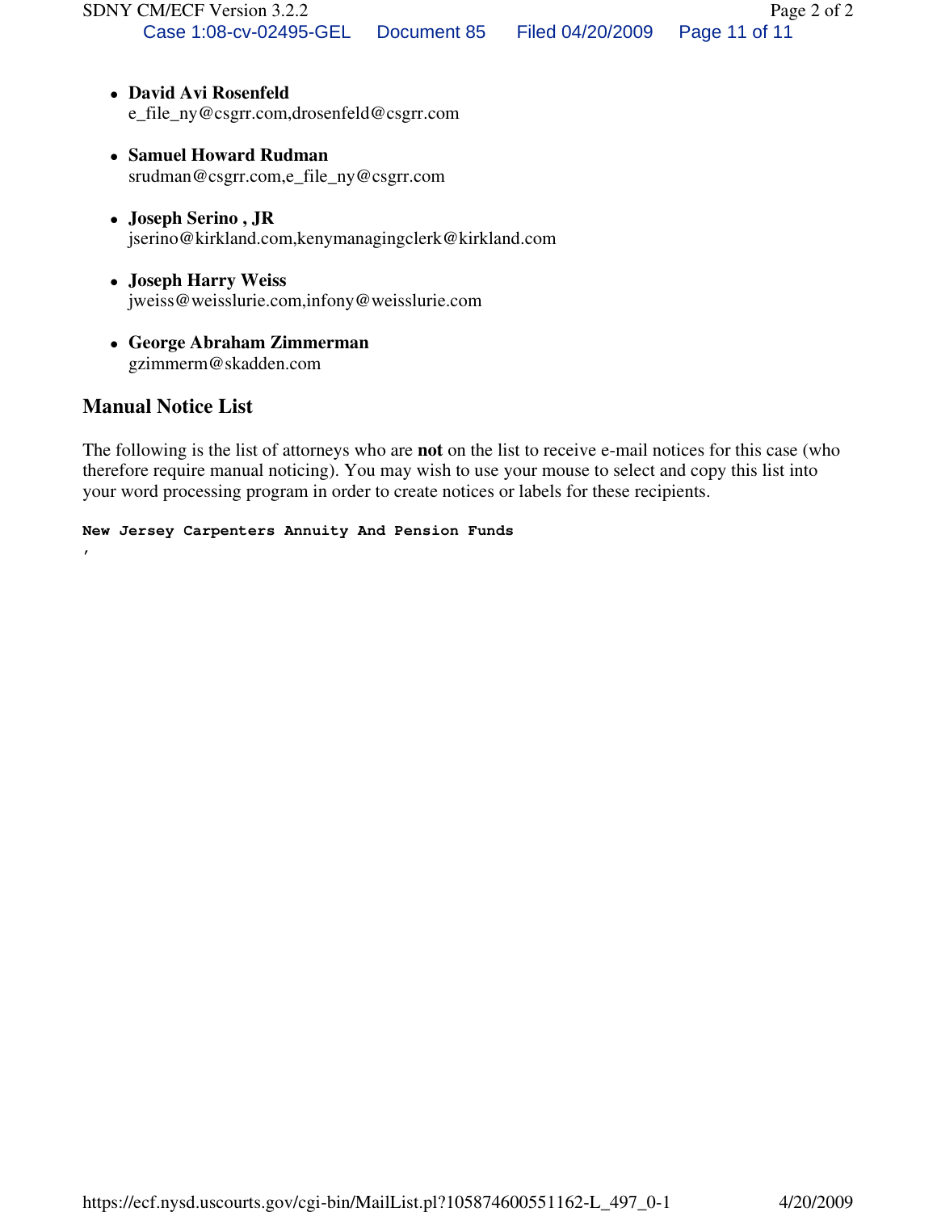- **David Avi Rosenfeld**
  e_file_ny@csgrr.com,drosenfeld@csgrr.com

- **Samuel Howard Rudman**
  srudman@csgrr.com,e_file_ny@csgrr.com

- **Joseph Serino , JR**
  jserino@kirkland.com,kenymanagingclerk@kirkland.com

- **Joseph Harry Weiss**
  jweiss@weisslurie.com,infony@weisslurie.com

- **George Abraham Zimmerman**
  gzimmerm@skadden.com

## Manual Notice List

The following is the list of attorneys who are **not** on the list to receive e-mail notices for this case (who therefore require manual noticing). You may wish to use your mouse to select and copy this list into your word processing program in order to create notices or labels for these recipients.

**New Jersey Carpenters Annuity And Pension Funds**

,